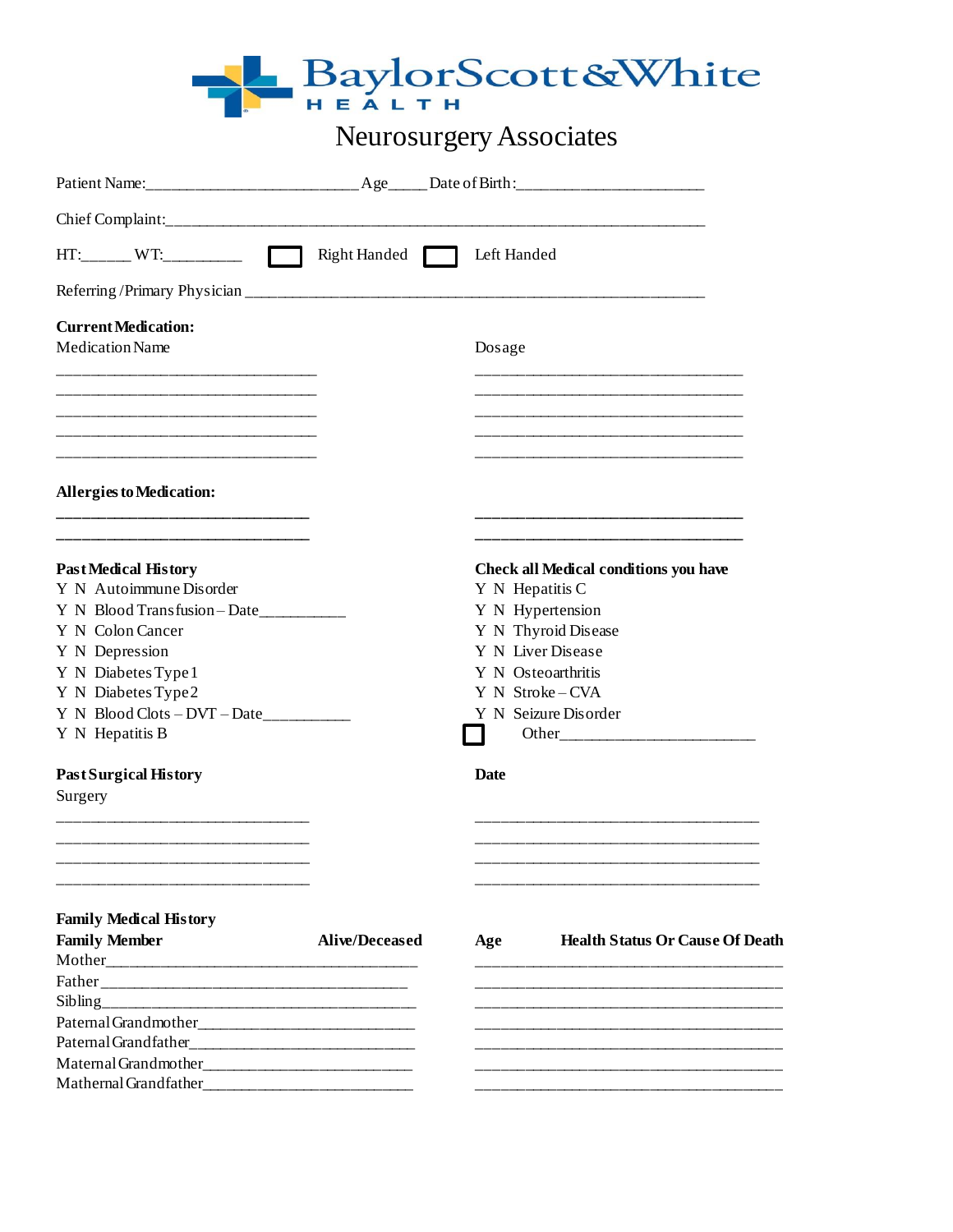# BaylorScott&White HEALTH

## Neurosurgery Associates

Patient Name:___________________________ Age_____ Date of Birth:________________________

Chief Complaint:___________________________________________________________________________

HT:______ WT:_________ ☐ Right Handed ☐ Left Handed

Referring /Primary Physician ___________________________________________________________

**Current Medication:**

| Medication Name | Dosage |
|---|---|
| _________________________________ | __________________________________ |
| _________________________________ | __________________________________ |
| _________________________________ | __________________________________ |
| _________________________________ | __________________________________ |
| _________________________________ | __________________________________ |

**Allergies to Medication:**

| | |
|---|---|
| _________________________________ | __________________________________ |
| _________________________________ | __________________________________ |

**Past Medical History**

Y N Autoimmune Disorder
Y N Blood Transfusion – Date__________
Y N Colon Cancer
Y N Depression
Y N Diabetes Type 1
Y N Diabetes Type 2
Y N Blood Clots – DVT – Date__________
Y N Hepatitis B

**Check all Medical conditions you have**

Y N Hepatitis C
Y N Hypertension
Y N Thyroid Disease
Y N Liver Disease
Y N Osteoarthritis
Y N Stroke – CVA
Y N Seizure Disorder
☐ Other________________________

**Past Surgical History**

| Surgery | **Date** |
|---|---|
| _________________________________ | ____________________________________ |
| _________________________________ | ____________________________________ |
| _________________________________ | ____________________________________ |
| _________________________________ | ____________________________________ |

**Family Medical History**

| **Family Member** | **Alive/Deceased** | **Age** | **Health Status Or Cause Of Death** |
|---|---|---|---|
| Mother | | | |
| Father | | | |
| Sibling | | | |
| Paternal Grandmother | | | |
| Paternal Grandfather | | | |
| Maternal Grandmother | | | |
| Mathernal Grandfather | | | |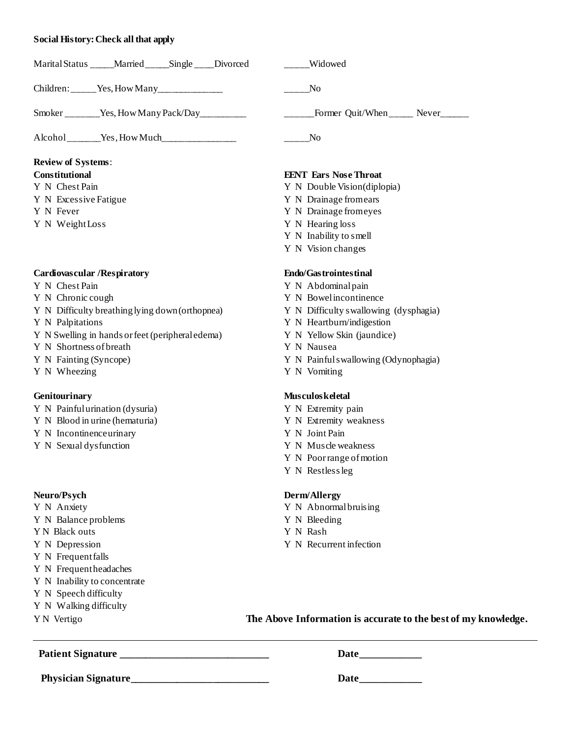**Social History: Check all that apply**

Marital Status _____Married _____Single ____Divorced _____Widowed

Children: _____Yes, How Many_____________ _____No

Smoker _______Yes, How Many Pack/Day_________ ______Former Quit/When_____ Never______

Alcohol _______Yes, How Much_______________ _____No

**Review of Systems**:

**Constitutional**

Y N Chest Pain
Y N Excessive Fatigue
Y N Fever
Y N Weight Loss

**EENT Ears Nose Throat**

Y N Double Vision(diplopia)
Y N Drainage from ears
Y N Drainage from eyes
Y N Hearing loss
Y N Inability to smell
Y N Vision changes

**Cardiovascular /Respiratory**

Y N Chest Pain
Y N Chronic cough
Y N Difficulty breathing lying down (orthopnea)
Y N Palpitations
Y N Swelling in hands or feet (peripheral edema)
Y N Shortness of breath
Y N Fainting (Syncope)
Y N Wheezing

**Endo/Gastrointestinal**

Y N Abdominal pain
Y N Bowel incontinence
Y N Difficulty swallowing (dysphagia)
Y N Heartburn/indigestion
Y N Yellow Skin (jaundice)
Y N Nausea
Y N Painful swallowing (Odynophagia)
Y N Vomiting

**Genitourinary**

Y N Painful urination (dysuria)
Y N Blood in urine (hematuria)
Y N Incontinence urinary
Y N Sexual dysfunction

**Musculoskeletal**

Y N Extremity pain
Y N Extremity weakness
Y N Joint Pain
Y N Muscle weakness
Y N Poor range of motion
Y N Restless leg

**Neuro/Psych**

Y N Anxiety
Y N Balance problems
Y N Black outs
Y N Depression
Y N Frequent falls
Y N Frequent headaches
Y N Inability to concentrate
Y N Speech difficulty
Y N Walking difficulty
Y N Vertigo

**Derm/Allergy**

Y N Abnormal bruising
Y N Bleeding
Y N Rash
Y N Recurrent infection

**The Above Information is accurate to the best of my knowledge.**

---

**Patient Signature ____________________________** **Date____________**

**Physician Signature__________________________** **Date____________**